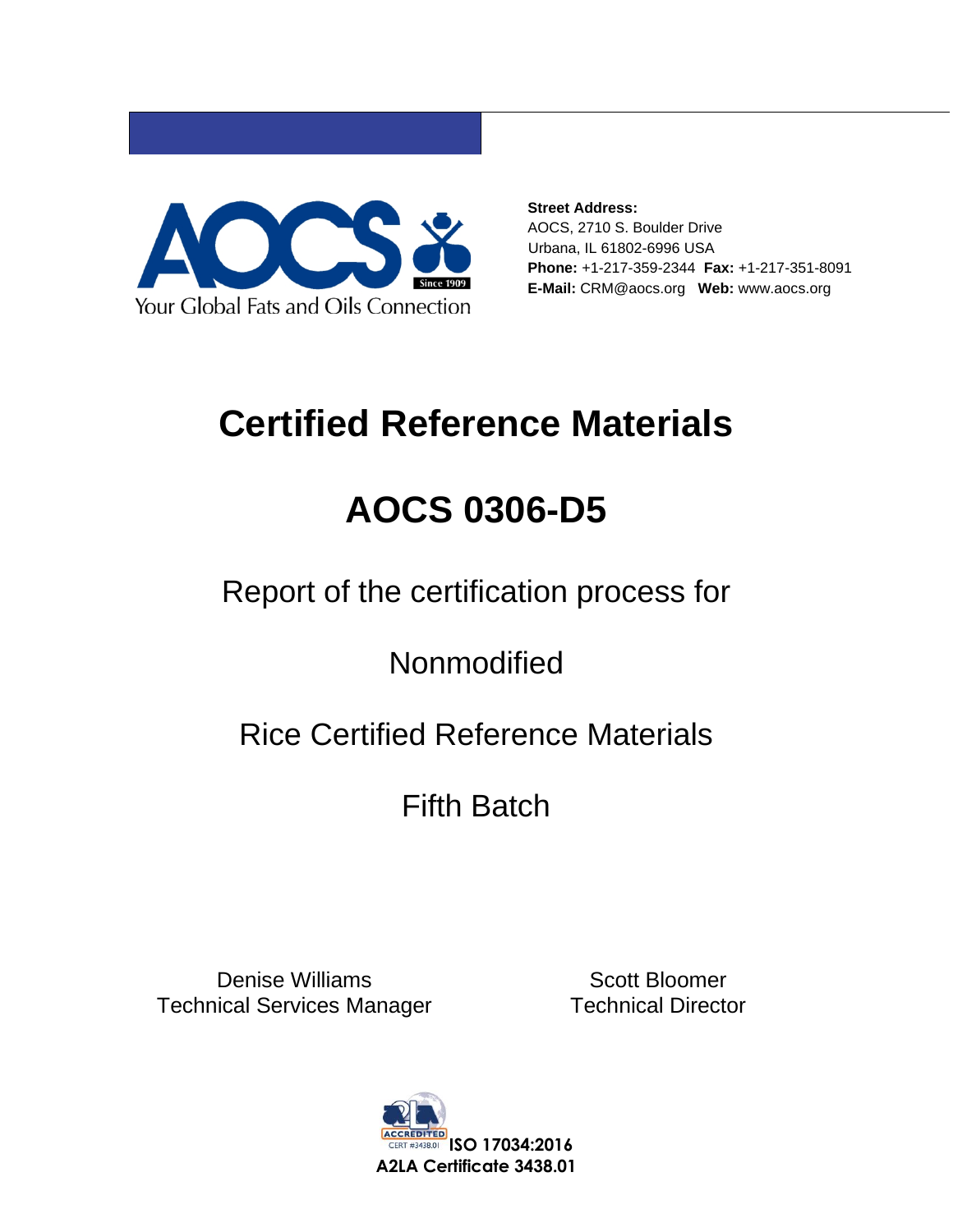AOCS

Your Global Fats and Oils Connection

Since 1909

**Street Address:**
AOCS, 2710 S. Boulder Drive
Urbana, IL 61802-6996 USA
**Phone:** +1-217-359-2344 **Fax:** +1-217-351-8091
**E-Mail:** CRM@aocs.org **Web:** www.aocs.org

# Certified Reference Materials

# AOCS 0306-D5

Report of the certification process for

Nonmodified

Rice Certified Reference Materials

Fifth Batch

Denise Williams
Technical Services Manager

Scott Bloomer
Technical Director

ACCREDITED CERT #3438.01 **ISO 17034:2016**
**A2LA Certificate 3438.01**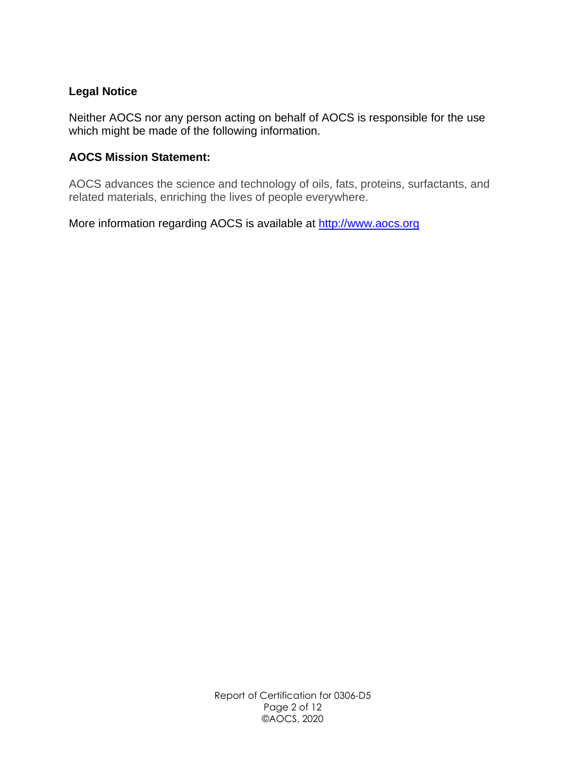**Legal Notice**

Neither AOCS nor any person acting on behalf of AOCS is responsible for the use which might be made of the following information.

**AOCS Mission Statement:**

AOCS advances the science and technology of oils, fats, proteins, surfactants, and related materials, enriching the lives of people everywhere.

More information regarding AOCS is available at [http://www.aocs.org](http://www.aocs.org)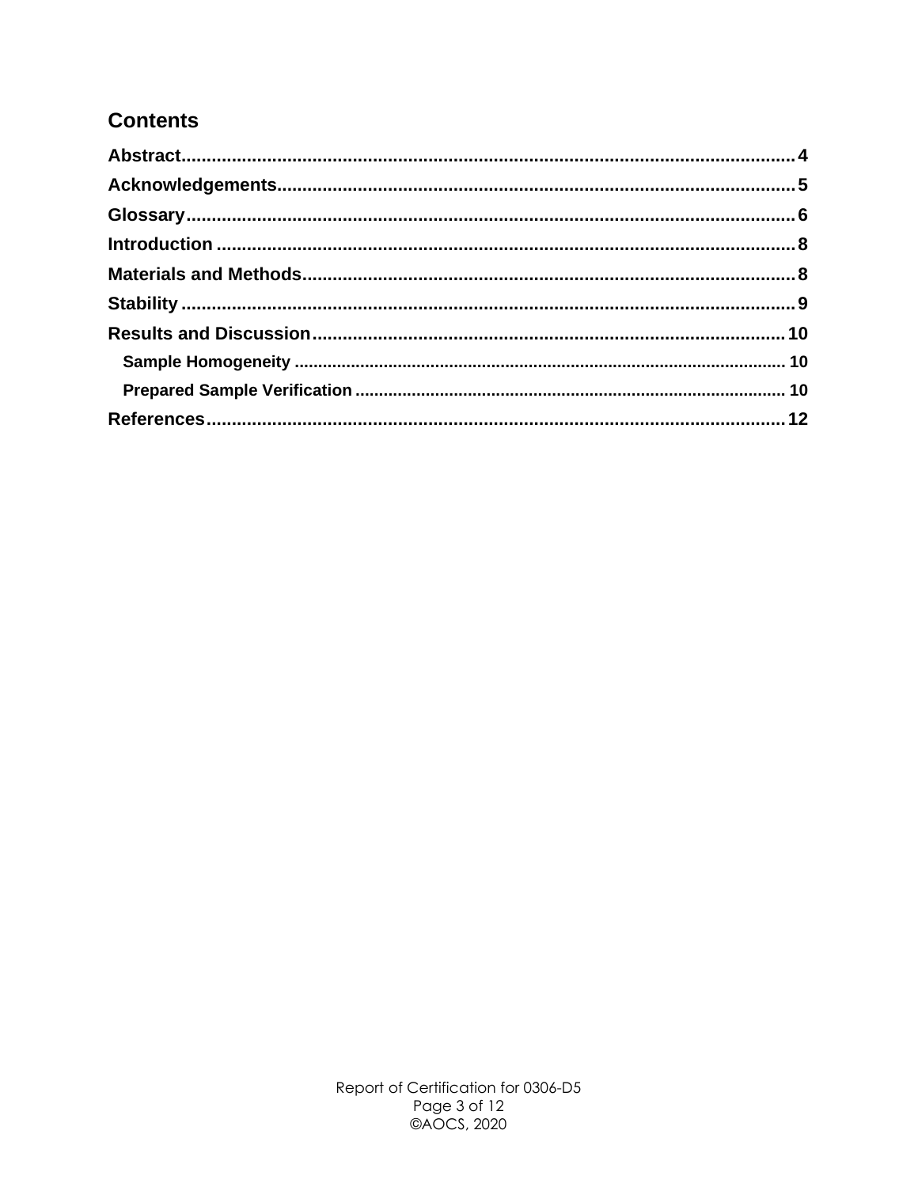## Contents

**Abstract** ........................................................................................................ **4**

**Acknowledgements** ........................................................................................ **5**

**Glossary** ........................................................................................................ **6**

**Introduction** ................................................................................................... **8**

**Materials and Methods** ................................................................................... **8**

**Stability** .......................................................................................................... **9**

**Results and Discussion** ................................................................................ **10**

- **Sample Homogeneity** ................................................................................ **10**
- **Prepared Sample Verification** .................................................................... **10**

**References** .................................................................................................... **12**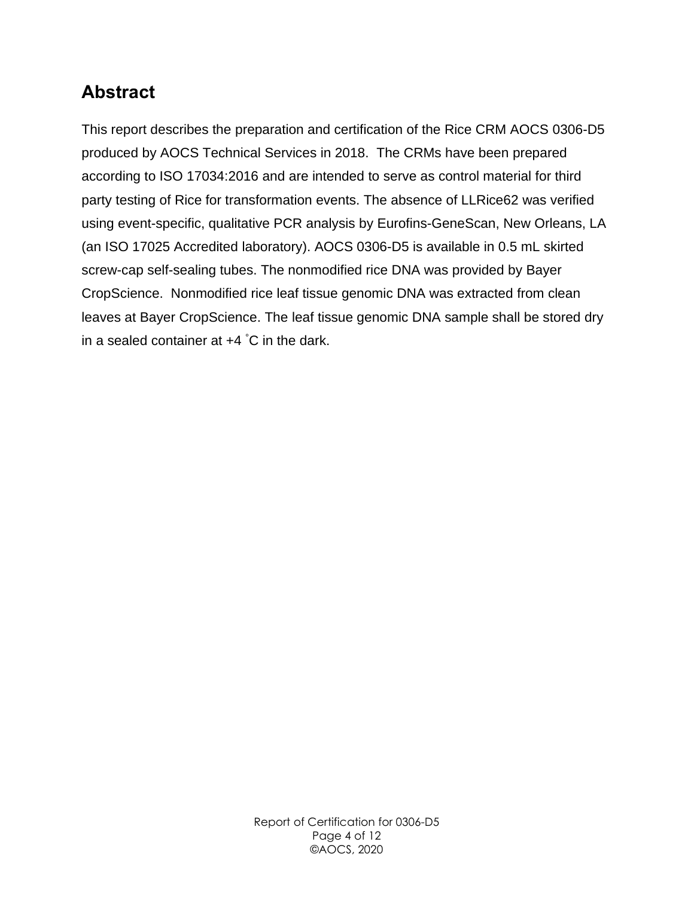## Abstract

This report describes the preparation and certification of the Rice CRM AOCS 0306-D5 produced by AOCS Technical Services in 2018. The CRMs have been prepared according to ISO 17034:2016 and are intended to serve as control material for third party testing of Rice for transformation events. The absence of LLRice62 was verified using event-specific, qualitative PCR analysis by Eurofins-GeneScan, New Orleans, LA (an ISO 17025 Accredited laboratory). AOCS 0306-D5 is available in 0.5 mL skirted screw-cap self-sealing tubes. The nonmodified rice DNA was provided by Bayer CropScience. Nonmodified rice leaf tissue genomic DNA was extracted from clean leaves at Bayer CropScience. The leaf tissue genomic DNA sample shall be stored dry in a sealed container at +4 °C in the dark.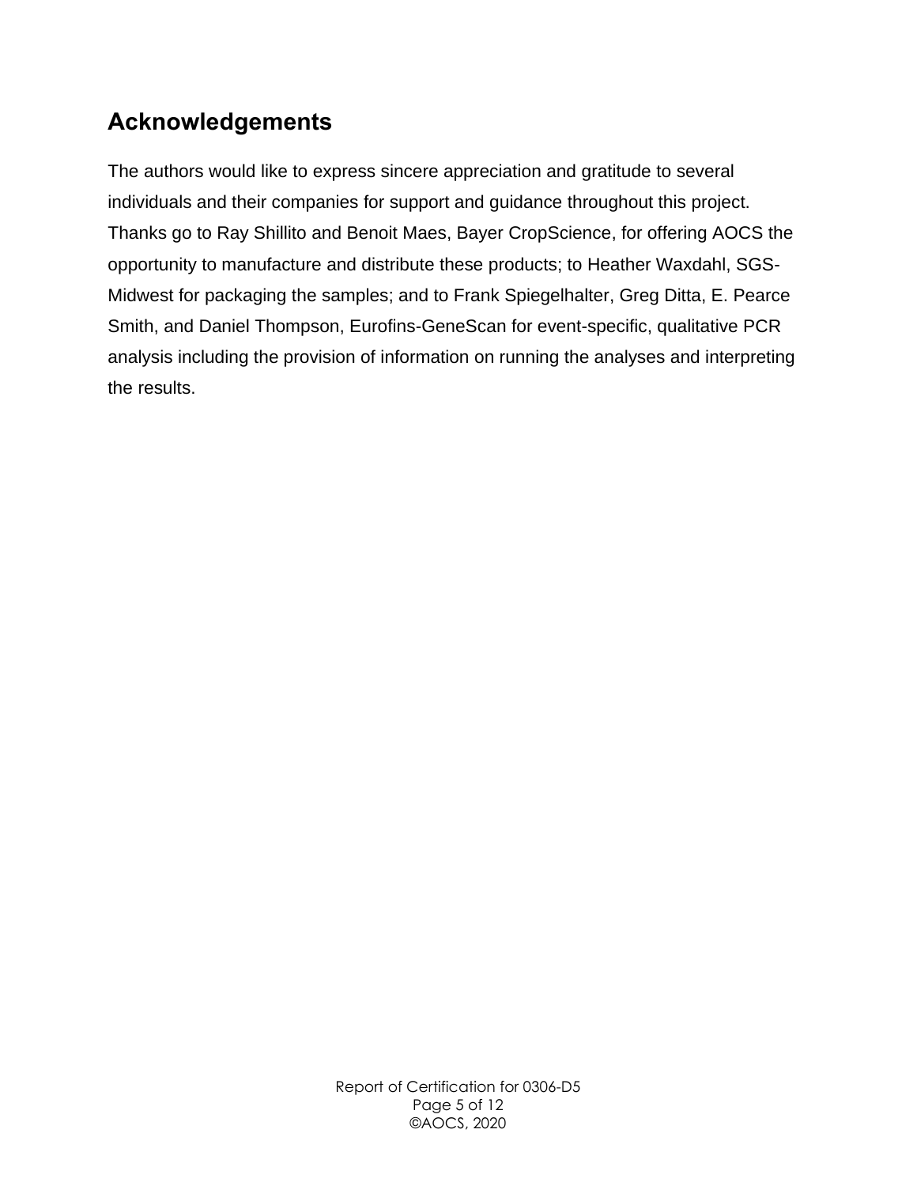## Acknowledgements

The authors would like to express sincere appreciation and gratitude to several individuals and their companies for support and guidance throughout this project. Thanks go to Ray Shillito and Benoit Maes, Bayer CropScience, for offering AOCS the opportunity to manufacture and distribute these products; to Heather Waxdahl, SGS-Midwest for packaging the samples; and to Frank Spiegelhalter, Greg Ditta, E. Pearce Smith, and Daniel Thompson, Eurofins-GeneScan for event-specific, qualitative PCR analysis including the provision of information on running the analyses and interpreting the results.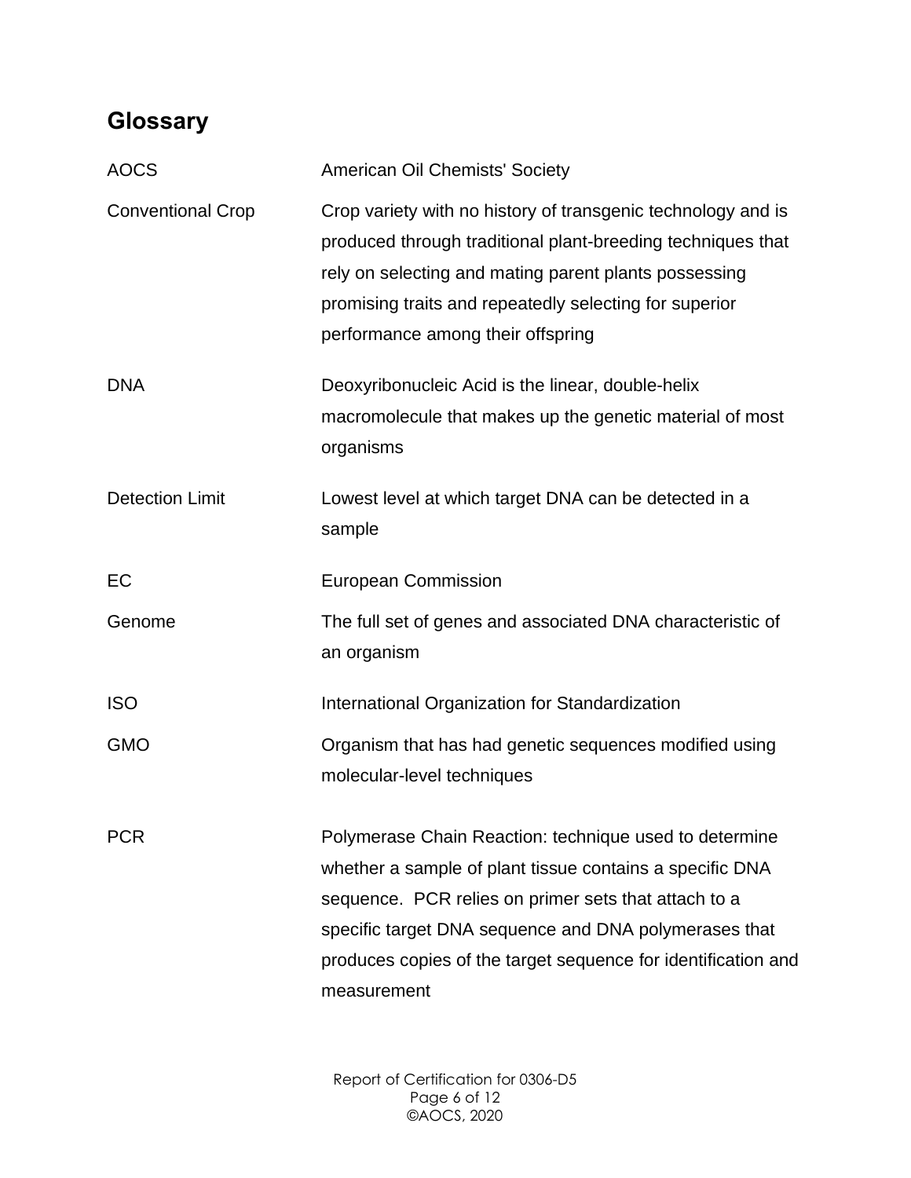## Glossary

| | |
|---|---|
| AOCS | American Oil Chemists' Society |
| Conventional Crop | Crop variety with no history of transgenic technology and is produced through traditional plant-breeding techniques that rely on selecting and mating parent plants possessing promising traits and repeatedly selecting for superior performance among their offspring |
| DNA | Deoxyribonucleic Acid is the linear, double-helix macromolecule that makes up the genetic material of most organisms |
| Detection Limit | Lowest level at which target DNA can be detected in a sample |
| EC | European Commission |
| Genome | The full set of genes and associated DNA characteristic of an organism |
| ISO | International Organization for Standardization |
| GMO | Organism that has had genetic sequences modified using molecular-level techniques |
| PCR | Polymerase Chain Reaction: technique used to determine whether a sample of plant tissue contains a specific DNA sequence. PCR relies on primer sets that attach to a specific target DNA sequence and DNA polymerases that produces copies of the target sequence for identification and measurement |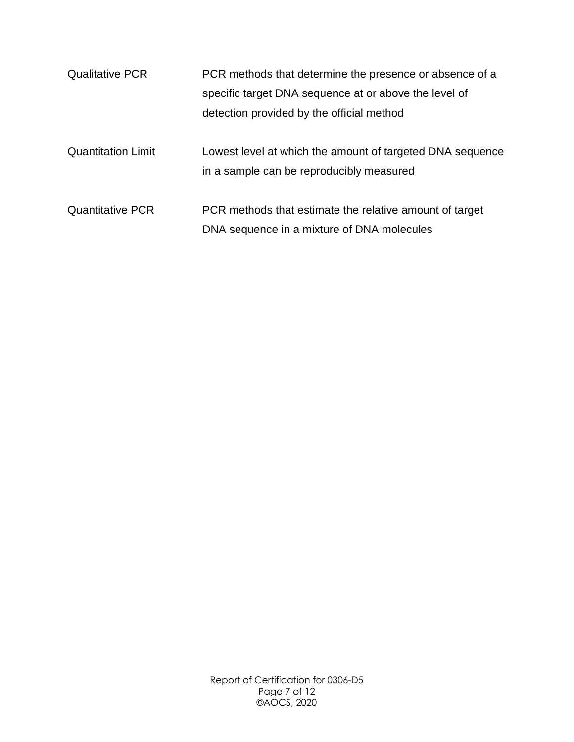| | |
|---|---|
| Qualitative PCR | PCR methods that determine the presence or absence of a specific target DNA sequence at or above the level of detection provided by the official method |
| Quantitation Limit | Lowest level at which the amount of targeted DNA sequence in a sample can be reproducibly measured |
| Quantitative PCR | PCR methods that estimate the relative amount of target DNA sequence in a mixture of DNA molecules |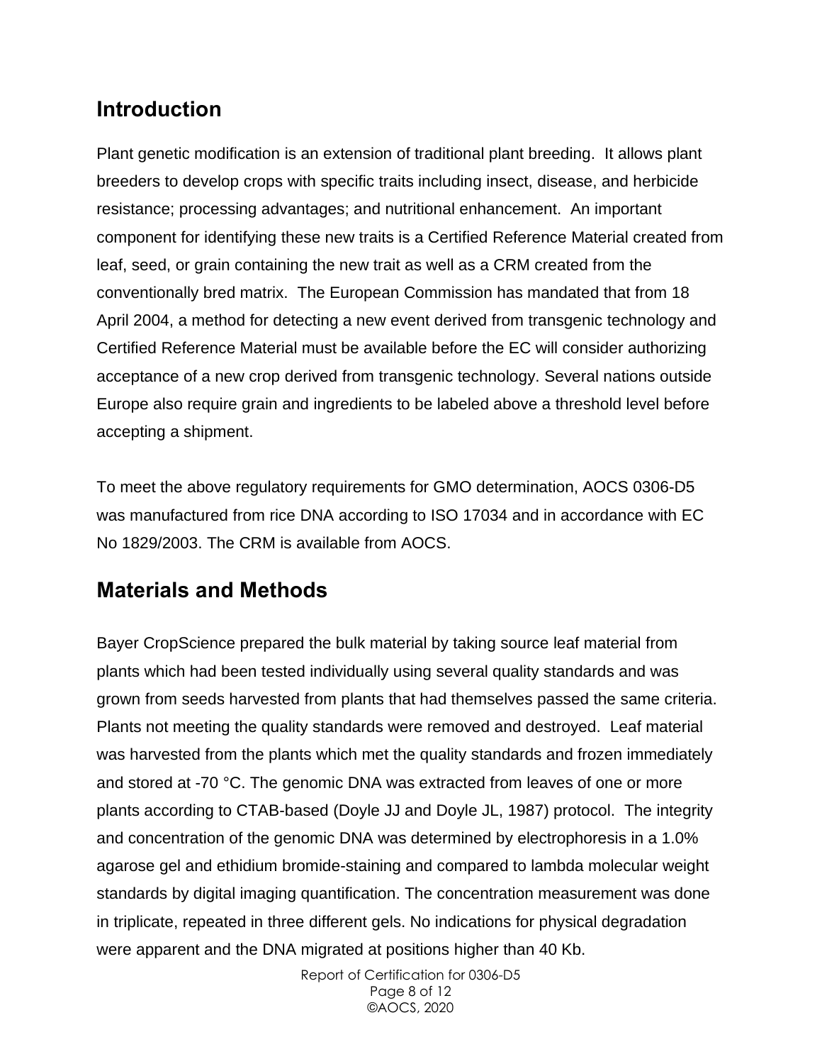## Introduction

Plant genetic modification is an extension of traditional plant breeding.  It allows plant breeders to develop crops with specific traits including insect, disease, and herbicide resistance; processing advantages; and nutritional enhancement.  An important component for identifying these new traits is a Certified Reference Material created from leaf, seed, or grain containing the new trait as well as a CRM created from the conventionally bred matrix.  The European Commission has mandated that from 18 April 2004, a method for detecting a new event derived from transgenic technology and Certified Reference Material must be available before the EC will consider authorizing acceptance of a new crop derived from transgenic technology. Several nations outside Europe also require grain and ingredients to be labeled above a threshold level before accepting a shipment.

To meet the above regulatory requirements for GMO determination, AOCS 0306-D5 was manufactured from rice DNA according to ISO 17034 and in accordance with EC No 1829/2003. The CRM is available from AOCS.

## Materials and Methods

Bayer CropScience prepared the bulk material by taking source leaf material from plants which had been tested individually using several quality standards and was grown from seeds harvested from plants that had themselves passed the same criteria. Plants not meeting the quality standards were removed and destroyed.  Leaf material was harvested from the plants which met the quality standards and frozen immediately and stored at -70 °C. The genomic DNA was extracted from leaves of one or more plants according to CTAB-based (Doyle JJ and Doyle JL, 1987) protocol.  The integrity and concentration of the genomic DNA was determined by electrophoresis in a 1.0% agarose gel and ethidium bromide-staining and compared to lambda molecular weight standards by digital imaging quantification. The concentration measurement was done in triplicate, repeated in three different gels. No indications for physical degradation were apparent and the DNA migrated at positions higher than 40 Kb.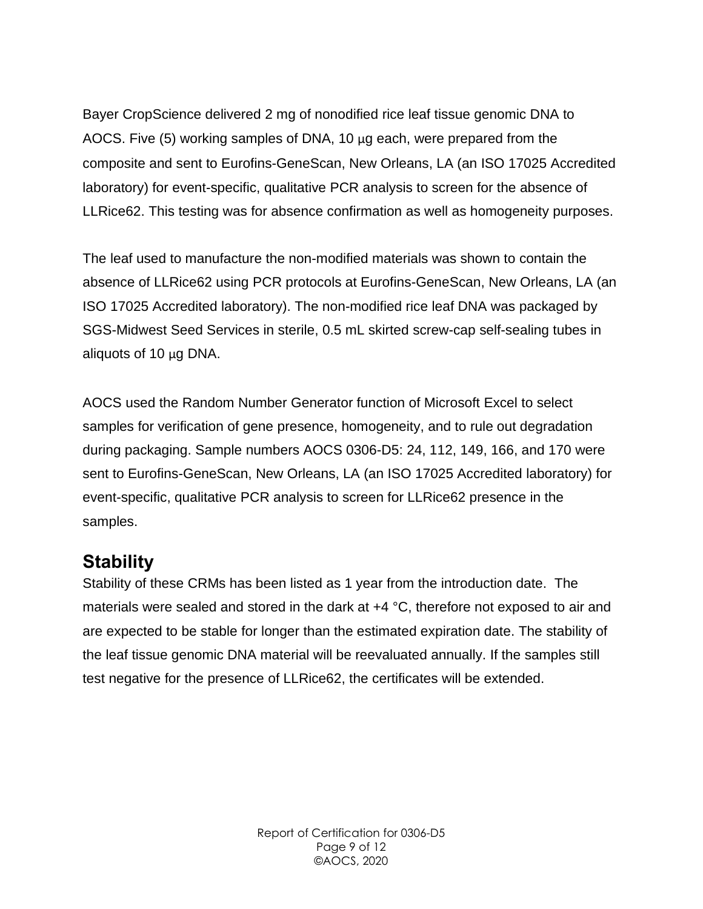Bayer CropScience delivered 2 mg of nonodified rice leaf tissue genomic DNA to AOCS. Five (5) working samples of DNA, 10 µg each, were prepared from the composite and sent to Eurofins-GeneScan, New Orleans, LA (an ISO 17025 Accredited laboratory) for event-specific, qualitative PCR analysis to screen for the absence of LLRice62. This testing was for absence confirmation as well as homogeneity purposes.

The leaf used to manufacture the non-modified materials was shown to contain the absence of LLRice62 using PCR protocols at Eurofins-GeneScan, New Orleans, LA (an ISO 17025 Accredited laboratory). The non-modified rice leaf DNA was packaged by SGS-Midwest Seed Services in sterile, 0.5 mL skirted screw-cap self-sealing tubes in aliquots of 10 µg DNA.

AOCS used the Random Number Generator function of Microsoft Excel to select samples for verification of gene presence, homogeneity, and to rule out degradation during packaging. Sample numbers AOCS 0306-D5: 24, 112, 149, 166, and 170 were sent to Eurofins-GeneScan, New Orleans, LA (an ISO 17025 Accredited laboratory) for event-specific, qualitative PCR analysis to screen for LLRice62 presence in the samples.

## Stability

Stability of these CRMs has been listed as 1 year from the introduction date. The materials were sealed and stored in the dark at +4 °C, therefore not exposed to air and are expected to be stable for longer than the estimated expiration date. The stability of the leaf tissue genomic DNA material will be reevaluated annually. If the samples still test negative for the presence of LLRice62, the certificates will be extended.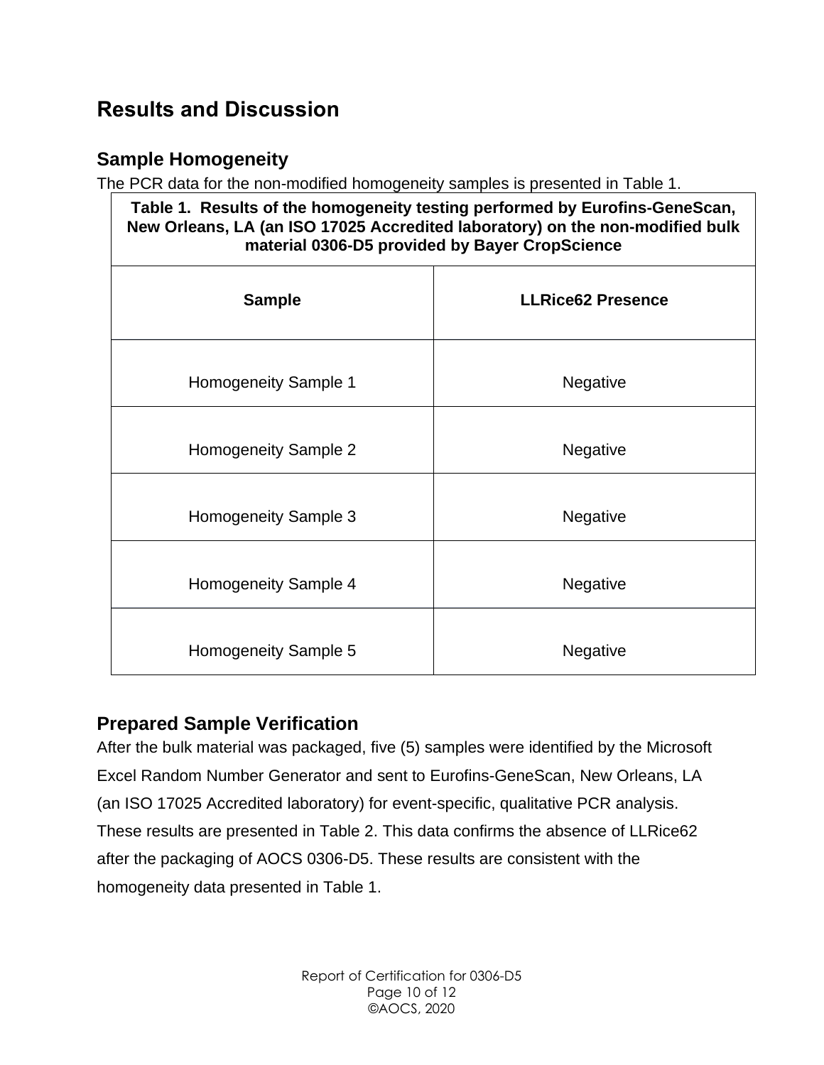## Results and Discussion

### Sample Homogeneity

The PCR data for the non-modified homogeneity samples is presented in Table 1.

**Table 1. Results of the homogeneity testing performed by Eurofins-GeneScan, New Orleans, LA (an ISO 17025 Accredited laboratory) on the non-modified bulk material 0306-D5 provided by Bayer CropScience**

| Sample | LLRice62 Presence |
|---|---|
| Homogeneity Sample 1 | Negative |
| Homogeneity Sample 2 | Negative |
| Homogeneity Sample 3 | Negative |
| Homogeneity Sample 4 | Negative |
| Homogeneity Sample 5 | Negative |

### Prepared Sample Verification

After the bulk material was packaged, five (5) samples were identified by the Microsoft Excel Random Number Generator and sent to Eurofins-GeneScan, New Orleans, LA (an ISO 17025 Accredited laboratory) for event-specific, qualitative PCR analysis. These results are presented in Table 2. This data confirms the absence of LLRice62 after the packaging of AOCS 0306-D5. These results are consistent with the homogeneity data presented in Table 1.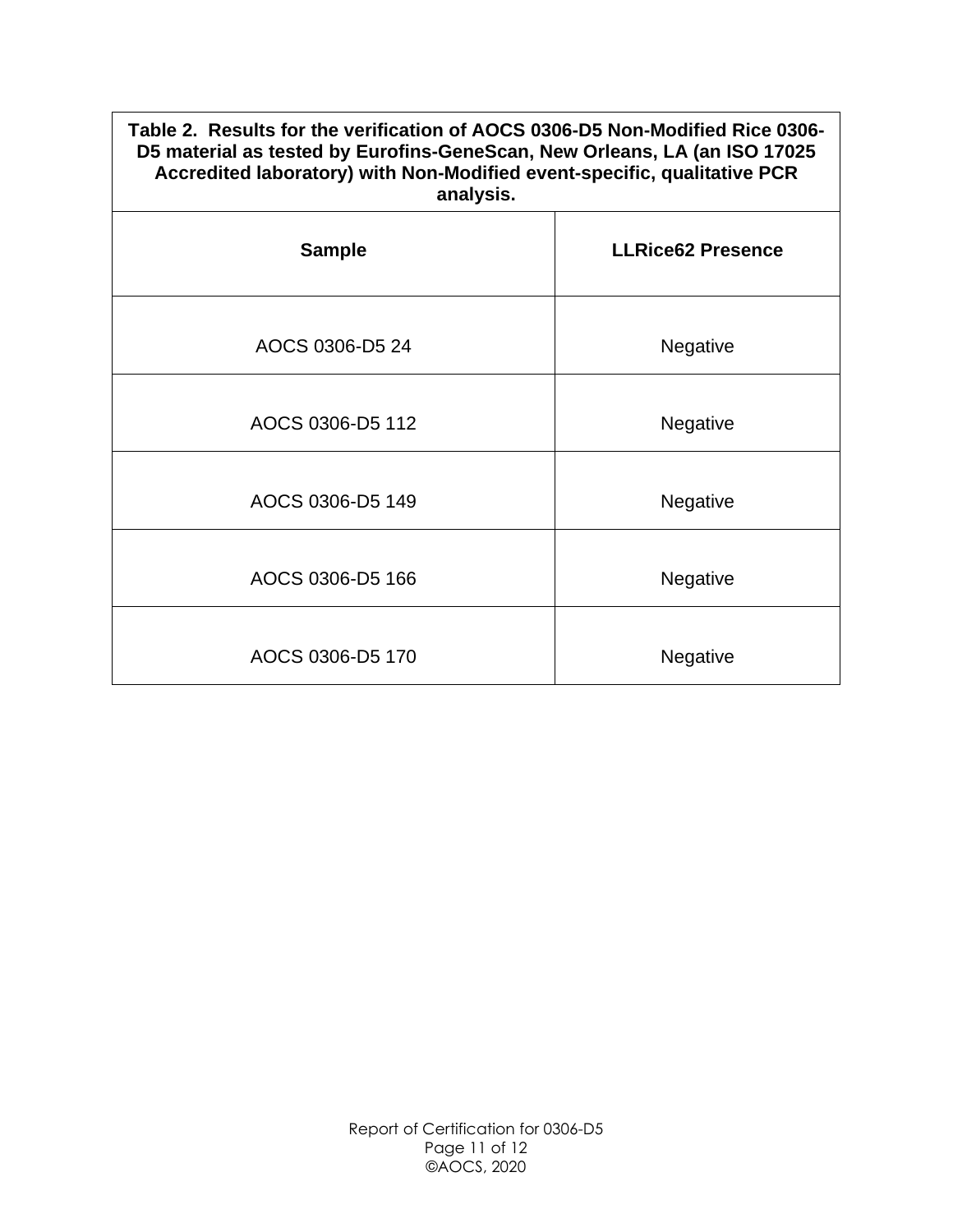**Table 2. Results for the verification of AOCS 0306-D5 Non-Modified Rice 0306-D5 material as tested by Eurofins-GeneScan, New Orleans, LA (an ISO 17025 Accredited laboratory) with Non-Modified event-specific, qualitative PCR analysis.**

| Sample | LLRice62 Presence |
| --- | --- |
| AOCS 0306-D5 24 | Negative |
| AOCS 0306-D5 112 | Negative |
| AOCS 0306-D5 149 | Negative |
| AOCS 0306-D5 166 | Negative |
| AOCS 0306-D5 170 | Negative |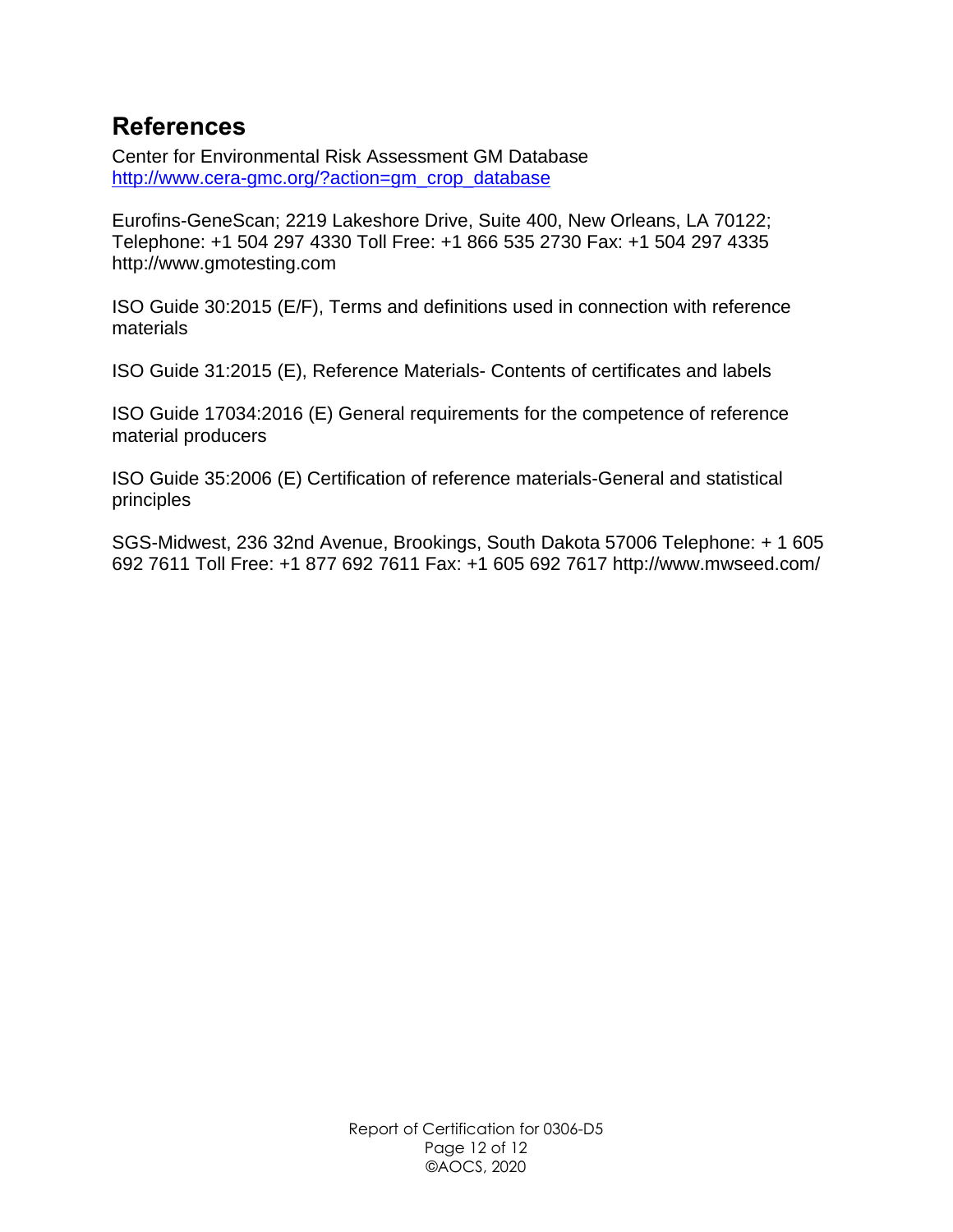## References

Center for Environmental Risk Assessment GM Database
http://www.cera-gmc.org/?action=gm_crop_database

Eurofins-GeneScan; 2219 Lakeshore Drive, Suite 400, New Orleans, LA 70122; Telephone: +1 504 297 4330 Toll Free: +1 866 535 2730 Fax: +1 504 297 4335 http://www.gmotesting.com

ISO Guide 30:2015 (E/F), Terms and definitions used in connection with reference materials

ISO Guide 31:2015 (E), Reference Materials- Contents of certificates and labels

ISO Guide 17034:2016 (E) General requirements for the competence of reference material producers

ISO Guide 35:2006 (E) Certification of reference materials-General and statistical principles

SGS-Midwest, 236 32nd Avenue, Brookings, South Dakota 57006 Telephone: + 1 605 692 7611 Toll Free: +1 877 692 7611 Fax: +1 605 692 7617 http://www.mwseed.com/